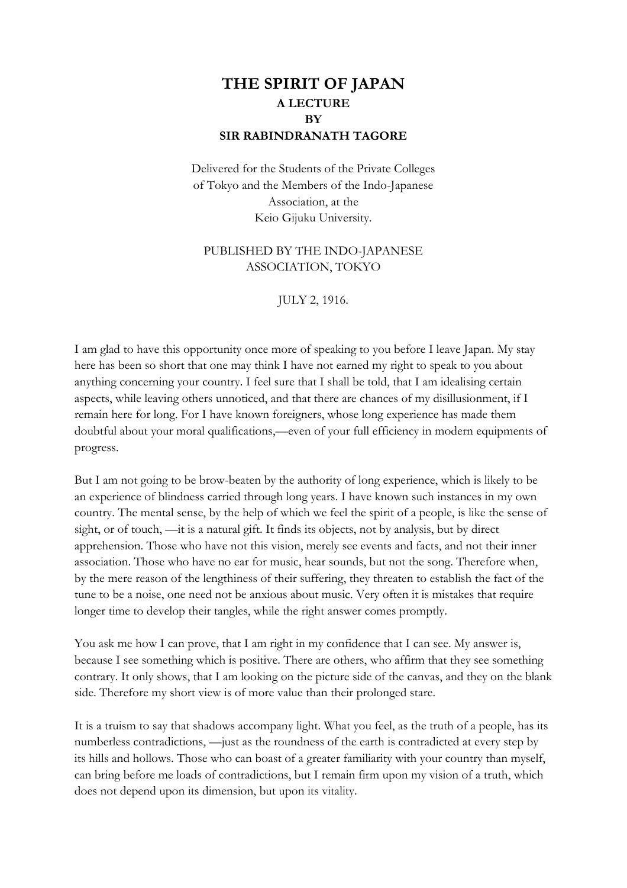# THE SPIRIT OF JAPAN

**A LECTURE**

**BY**

**SIR RABINDRANATH TAGORE**

Delivered for the Students of the Private Colleges of Tokyo and the Members of the Indo-Japanese Association, at the Keio Gijuku University.

PUBLISHED BY THE INDO-JAPANESE ASSOCIATION, TOKYO

JULY 2, 1916.

I am glad to have this opportunity once more of speaking to you before I leave Japan. My stay here has been so short that one may think I have not earned my right to speak to you about anything concerning your country. I feel sure that I shall be told, that I am idealising certain aspects, while leaving others unnoticed, and that there are chances of my disillusionment, if I remain here for long. For I have known foreigners, whose long experience has made them doubtful about your moral qualifications,—even of your full efficiency in modern equipments of progress.

But I am not going to be brow-beaten by the authority of long experience, which is likely to be an experience of blindness carried through long years. I have known such instances in my own country. The mental sense, by the help of which we feel the spirit of a people, is like the sense of sight, or of touch, —it is a natural gift. It finds its objects, not by analysis, but by direct apprehension. Those who have not this vision, merely see events and facts, and not their inner association. Those who have no ear for music, hear sounds, but not the song. Therefore when, by the mere reason of the lengthiness of their suffering, they threaten to establish the fact of the tune to be a noise, one need not be anxious about music. Very often it is mistakes that require longer time to develop their tangles, while the right answer comes promptly.

You ask me how I can prove, that I am right in my confidence that I can see. My answer is, because I see something which is positive. There are others, who affirm that they see something contrary. It only shows, that I am looking on the picture side of the canvas, and they on the blank side. Therefore my short view is of more value than their prolonged stare.

It is a truism to say that shadows accompany light. What you feel, as the truth of a people, has its numberless contradictions, —just as the roundness of the earth is contradicted at every step by its hills and hollows. Those who can boast of a greater familiarity with your country than myself, can bring before me loads of contradictions, but I remain firm upon my vision of a truth, which does not depend upon its dimension, but upon its vitality.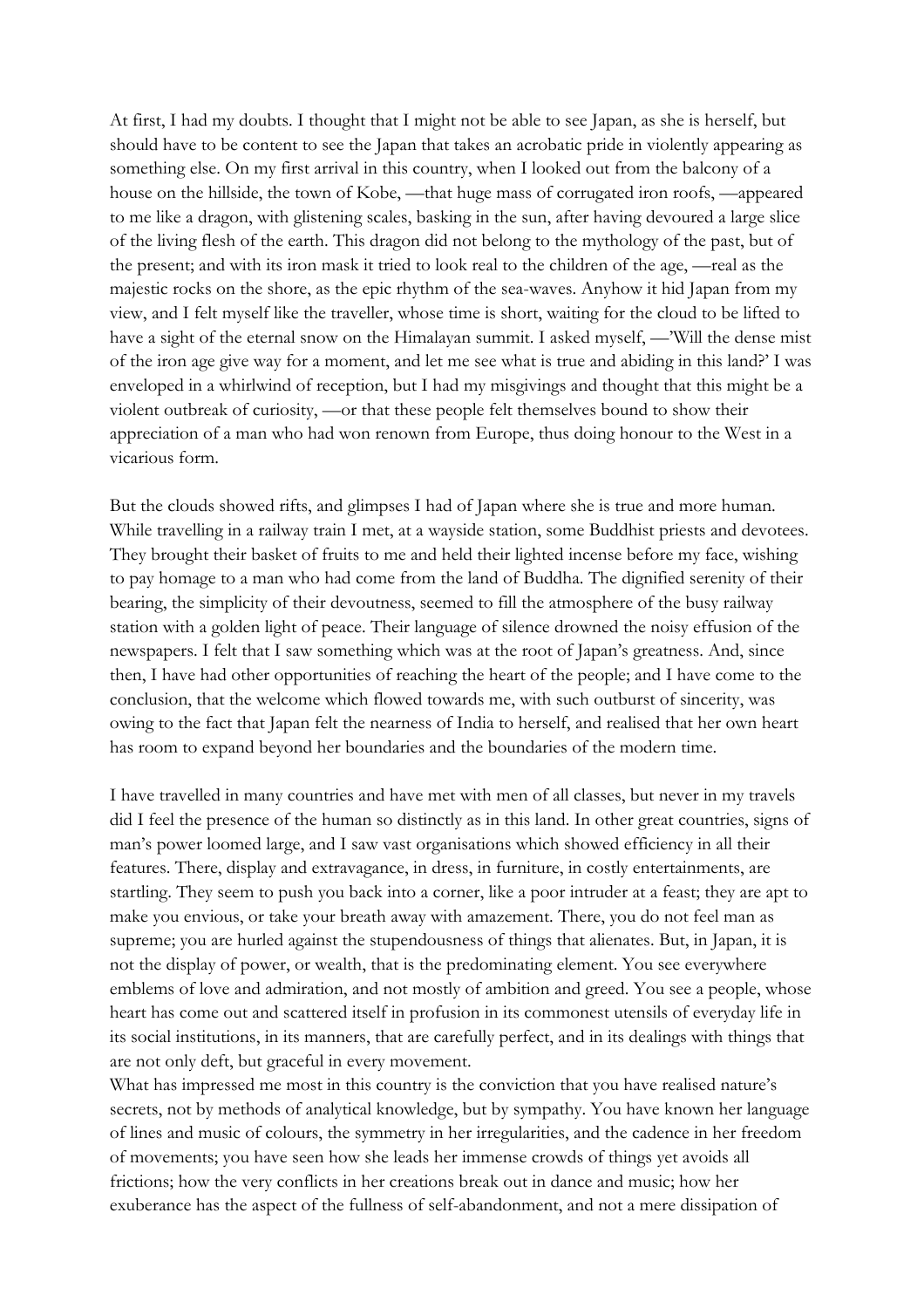At first, I had my doubts. I thought that I might not be able to see Japan, as she is herself, but should have to be content to see the Japan that takes an acrobatic pride in violently appearing as something else. On my first arrival in this country, when I looked out from the balcony of a house on the hillside, the town of Kobe, —that huge mass of corrugated iron roofs, —appeared to me like a dragon, with glistening scales, basking in the sun, after having devoured a large slice of the living flesh of the earth. This dragon did not belong to the mythology of the past, but of the present; and with its iron mask it tried to look real to the children of the age, —real as the majestic rocks on the shore, as the epic rhythm of the sea-waves. Anyhow it hid Japan from my view, and I felt myself like the traveller, whose time is short, waiting for the cloud to be lifted to have a sight of the eternal snow on the Himalayan summit. I asked myself, —'Will the dense mist of the iron age give way for a moment, and let me see what is true and abiding in this land?' I was enveloped in a whirlwind of reception, but I had my misgivings and thought that this might be a violent outbreak of curiosity, —or that these people felt themselves bound to show their appreciation of a man who had won renown from Europe, thus doing honour to the West in a vicarious form.

But the clouds showed rifts, and glimpses I had of Japan where she is true and more human. While travelling in a railway train I met, at a wayside station, some Buddhist priests and devotees. They brought their basket of fruits to me and held their lighted incense before my face, wishing to pay homage to a man who had come from the land of Buddha. The dignified serenity of their bearing, the simplicity of their devoutness, seemed to fill the atmosphere of the busy railway station with a golden light of peace. Their language of silence drowned the noisy effusion of the newspapers. I felt that I saw something which was at the root of Japan's greatness. And, since then, I have had other opportunities of reaching the heart of the people; and I have come to the conclusion, that the welcome which flowed towards me, with such outburst of sincerity, was owing to the fact that Japan felt the nearness of India to herself, and realised that her own heart has room to expand beyond her boundaries and the boundaries of the modern time.

I have travelled in many countries and have met with men of all classes, but never in my travels did I feel the presence of the human so distinctly as in this land. In other great countries, signs of man's power loomed large, and I saw vast organisations which showed efficiency in all their features. There, display and extravagance, in dress, in furniture, in costly entertainments, are startling. They seem to push you back into a corner, like a poor intruder at a feast; they are apt to make you envious, or take your breath away with amazement. There, you do not feel man as supreme; you are hurled against the stupendousness of things that alienates. But, in Japan, it is not the display of power, or wealth, that is the predominating element. You see everywhere emblems of love and admiration, and not mostly of ambition and greed. You see a people, whose heart has come out and scattered itself in profusion in its commonest utensils of everyday life in its social institutions, in its manners, that are carefully perfect, and in its dealings with things that are not only deft, but graceful in every movement.

What has impressed me most in this country is the conviction that you have realised nature's secrets, not by methods of analytical knowledge, but by sympathy. You have known her language of lines and music of colours, the symmetry in her irregularities, and the cadence in her freedom of movements; you have seen how she leads her immense crowds of things yet avoids all frictions; how the very conflicts in her creations break out in dance and music; how her exuberance has the aspect of the fullness of self-abandonment, and not a mere dissipation of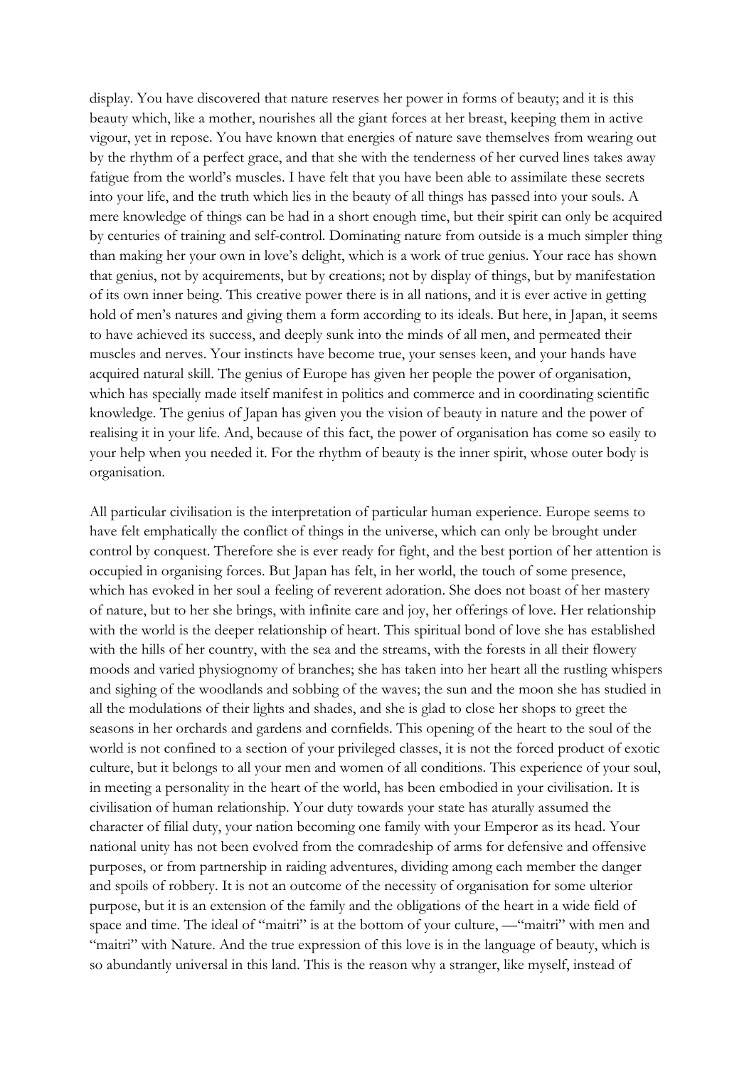display. You have discovered that nature reserves her power in forms of beauty; and it is this beauty which, like a mother, nourishes all the giant forces at her breast, keeping them in active vigour, yet in repose. You have known that energies of nature save themselves from wearing out by the rhythm of a perfect grace, and that she with the tenderness of her curved lines takes away fatigue from the world's muscles. I have felt that you have been able to assimilate these secrets into your life, and the truth which lies in the beauty of all things has passed into your souls. A mere knowledge of things can be had in a short enough time, but their spirit can only be acquired by centuries of training and self-control. Dominating nature from outside is a much simpler thing than making her your own in love's delight, which is a work of true genius. Your race has shown that genius, not by acquirements, but by creations; not by display of things, but by manifestation of its own inner being. This creative power there is in all nations, and it is ever active in getting hold of men's natures and giving them a form according to its ideals. But here, in Japan, it seems to have achieved its success, and deeply sunk into the minds of all men, and permeated their muscles and nerves. Your instincts have become true, your senses keen, and your hands have acquired natural skill. The genius of Europe has given her people the power of organisation, which has specially made itself manifest in politics and commerce and in coordinating scientific knowledge. The genius of Japan has given you the vision of beauty in nature and the power of realising it in your life. And, because of this fact, the power of organisation has come so easily to your help when you needed it. For the rhythm of beauty is the inner spirit, whose outer body is organisation.

All particular civilisation is the interpretation of particular human experience. Europe seems to have felt emphatically the conflict of things in the universe, which can only be brought under control by conquest. Therefore she is ever ready for fight, and the best portion of her attention is occupied in organising forces. But Japan has felt, in her world, the touch of some presence, which has evoked in her soul a feeling of reverent adoration. She does not boast of her mastery of nature, but to her she brings, with infinite care and joy, her offerings of love. Her relationship with the world is the deeper relationship of heart. This spiritual bond of love she has established with the hills of her country, with the sea and the streams, with the forests in all their flowery moods and varied physiognomy of branches; she has taken into her heart all the rustling whispers and sighing of the woodlands and sobbing of the waves; the sun and the moon she has studied in all the modulations of their lights and shades, and she is glad to close her shops to greet the seasons in her orchards and gardens and cornfields. This opening of the heart to the soul of the world is not confined to a section of your privileged classes, it is not the forced product of exotic culture, but it belongs to all your men and women of all conditions. This experience of your soul, in meeting a personality in the heart of the world, has been embodied in your civilisation. It is civilisation of human relationship. Your duty towards your state has aturally assumed the character of filial duty, your nation becoming one family with your Emperor as its head. Your national unity has not been evolved from the comradeship of arms for defensive and offensive purposes, or from partnership in raiding adventures, dividing among each member the danger and spoils of robbery. It is not an outcome of the necessity of organisation for some ulterior purpose, but it is an extension of the family and the obligations of the heart in a wide field of space and time. The ideal of "maitri" is at the bottom of your culture, —"maitri" with men and "maitri" with Nature. And the true expression of this love is in the language of beauty, which is so abundantly universal in this land. This is the reason why a stranger, like myself, instead of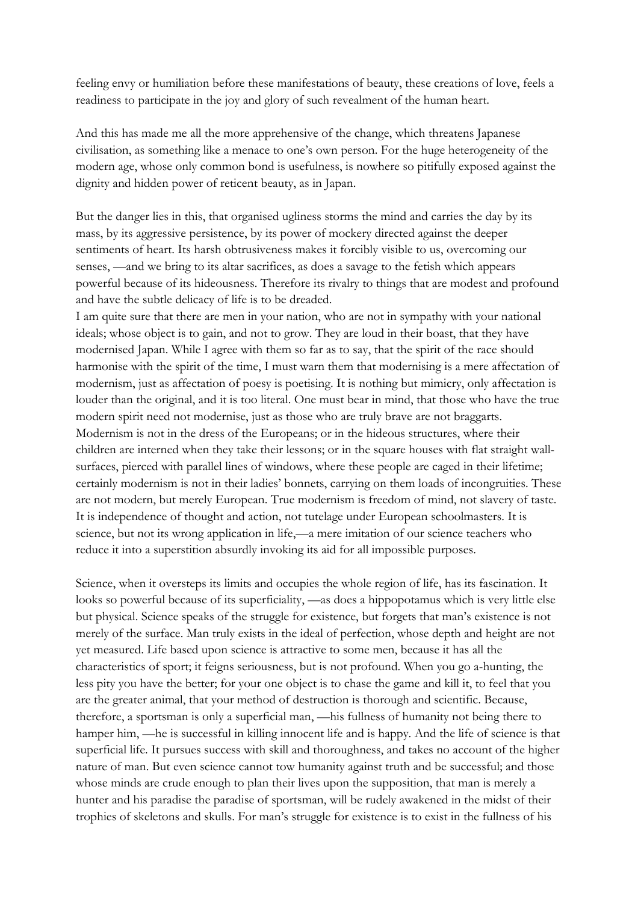feeling envy or humiliation before these manifestations of beauty, these creations of love, feels a readiness to participate in the joy and glory of such revealment of the human heart.

And this has made me all the more apprehensive of the change, which threatens Japanese civilisation, as something like a menace to one's own person. For the huge heterogeneity of the modern age, whose only common bond is usefulness, is nowhere so pitifully exposed against the dignity and hidden power of reticent beauty, as in Japan.

But the danger lies in this, that organised ugliness storms the mind and carries the day by its mass, by its aggressive persistence, by its power of mockery directed against the deeper sentiments of heart. Its harsh obtrusiveness makes it forcibly visible to us, overcoming our senses, —and we bring to its altar sacrifices, as does a savage to the fetish which appears powerful because of its hideousness. Therefore its rivalry to things that are modest and profound and have the subtle delicacy of life is to be dreaded.

I am quite sure that there are men in your nation, who are not in sympathy with your national ideals; whose object is to gain, and not to grow. They are loud in their boast, that they have modernised Japan. While I agree with them so far as to say, that the spirit of the race should harmonise with the spirit of the time, I must warn them that modernising is a mere affectation of modernism, just as affectation of poesy is poetising. It is nothing but mimicry, only affectation is louder than the original, and it is too literal. One must bear in mind, that those who have the true modern spirit need not modernise, just as those who are truly brave are not braggarts. Modernism is not in the dress of the Europeans; or in the hideous structures, where their children are interned when they take their lessons; or in the square houses with flat straight wall-surfaces, pierced with parallel lines of windows, where these people are caged in their lifetime; certainly modernism is not in their ladies' bonnets, carrying on them loads of incongruities. These are not modern, but merely European. True modernism is freedom of mind, not slavery of taste. It is independence of thought and action, not tutelage under European schoolmasters. It is science, but not its wrong application in life,—a mere imitation of our science teachers who reduce it into a superstition absurdly invoking its aid for all impossible purposes.

Science, when it oversteps its limits and occupies the whole region of life, has its fascination. It looks so powerful because of its superficiality, —as does a hippopotamus which is very little else but physical. Science speaks of the struggle for existence, but forgets that man's existence is not merely of the surface. Man truly exists in the ideal of perfection, whose depth and height are not yet measured. Life based upon science is attractive to some men, because it has all the characteristics of sport; it feigns seriousness, but is not profound. When you go a-hunting, the less pity you have the better; for your one object is to chase the game and kill it, to feel that you are the greater animal, that your method of destruction is thorough and scientific. Because, therefore, a sportsman is only a superficial man, —his fullness of humanity not being there to hamper him, —he is successful in killing innocent life and is happy. And the life of science is that superficial life. It pursues success with skill and thoroughness, and takes no account of the higher nature of man. But even science cannot tow humanity against truth and be successful; and those whose minds are crude enough to plan their lives upon the supposition, that man is merely a hunter and his paradise the paradise of sportsman, will be rudely awakened in the midst of their trophies of skeletons and skulls. For man's struggle for existence is to exist in the fullness of his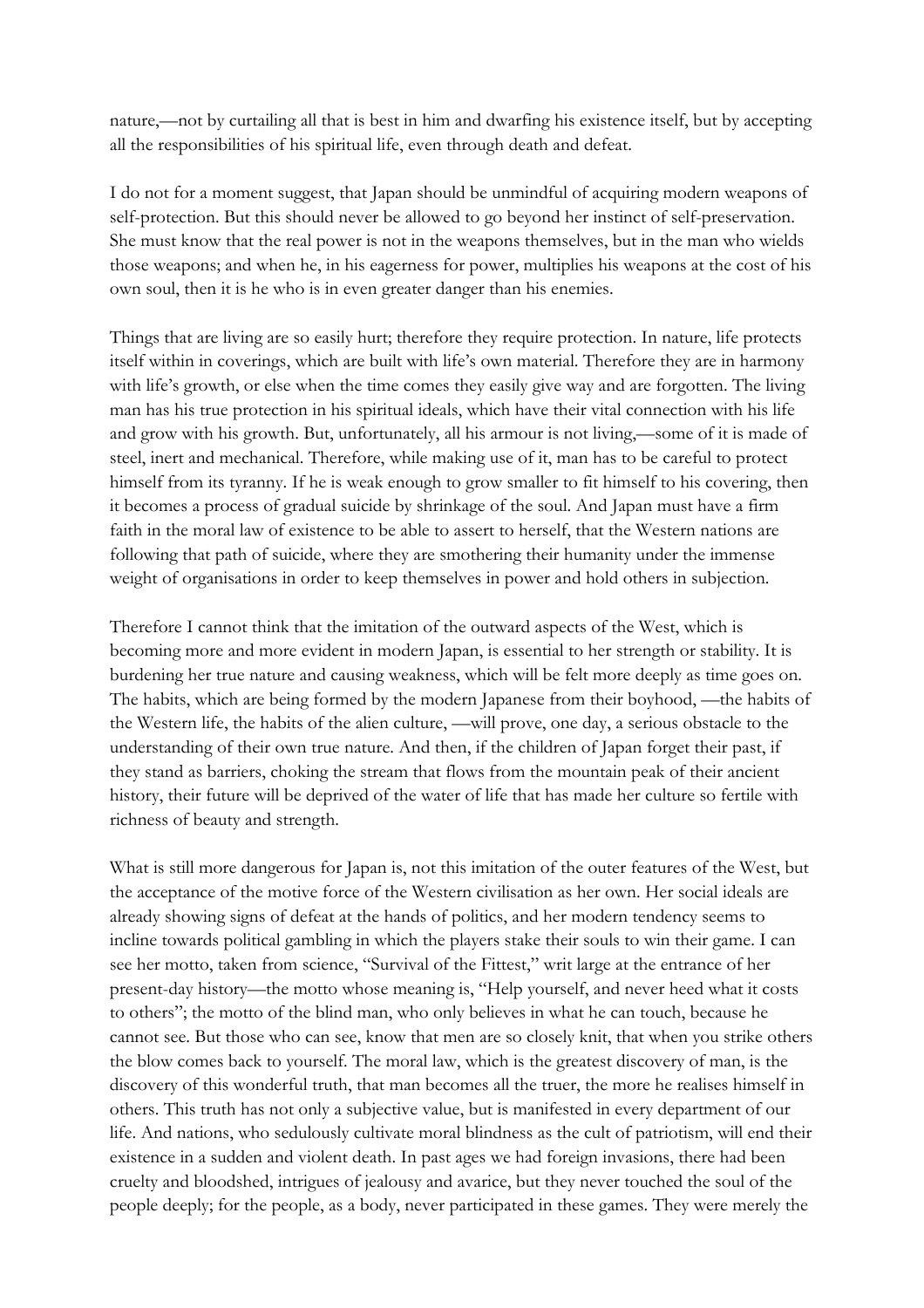nature,—not by curtailing all that is best in him and dwarfing his existence itself, but by accepting all the responsibilities of his spiritual life, even through death and defeat.

I do not for a moment suggest, that Japan should be unmindful of acquiring modern weapons of self-protection. But this should never be allowed to go beyond her instinct of self-preservation. She must know that the real power is not in the weapons themselves, but in the man who wields those weapons; and when he, in his eagerness for power, multiplies his weapons at the cost of his own soul, then it is he who is in even greater danger than his enemies.

Things that are living are so easily hurt; therefore they require protection. In nature, life protects itself within in coverings, which are built with life's own material. Therefore they are in harmony with life's growth, or else when the time comes they easily give way and are forgotten. The living man has his true protection in his spiritual ideals, which have their vital connection with his life and grow with his growth. But, unfortunately, all his armour is not living,—some of it is made of steel, inert and mechanical. Therefore, while making use of it, man has to be careful to protect himself from its tyranny. If he is weak enough to grow smaller to fit himself to his covering, then it becomes a process of gradual suicide by shrinkage of the soul. And Japan must have a firm faith in the moral law of existence to be able to assert to herself, that the Western nations are following that path of suicide, where they are smothering their humanity under the immense weight of organisations in order to keep themselves in power and hold others in subjection.

Therefore I cannot think that the imitation of the outward aspects of the West, which is becoming more and more evident in modern Japan, is essential to her strength or stability. It is burdening her true nature and causing weakness, which will be felt more deeply as time goes on. The habits, which are being formed by the modern Japanese from their boyhood, —the habits of the Western life, the habits of the alien culture, —will prove, one day, a serious obstacle to the understanding of their own true nature. And then, if the children of Japan forget their past, if they stand as barriers, choking the stream that flows from the mountain peak of their ancient history, their future will be deprived of the water of life that has made her culture so fertile with richness of beauty and strength.

What is still more dangerous for Japan is, not this imitation of the outer features of the West, but the acceptance of the motive force of the Western civilisation as her own. Her social ideals are already showing signs of defeat at the hands of politics, and her modern tendency seems to incline towards political gambling in which the players stake their souls to win their game. I can see her motto, taken from science, "Survival of the Fittest," writ large at the entrance of her present-day history—the motto whose meaning is, "Help yourself, and never heed what it costs to others"; the motto of the blind man, who only believes in what he can touch, because he cannot see. But those who can see, know that men are so closely knit, that when you strike others the blow comes back to yourself. The moral law, which is the greatest discovery of man, is the discovery of this wonderful truth, that man becomes all the truer, the more he realises himself in others. This truth has not only a subjective value, but is manifested in every department of our life. And nations, who sedulously cultivate moral blindness as the cult of patriotism, will end their existence in a sudden and violent death. In past ages we had foreign invasions, there had been cruelty and bloodshed, intrigues of jealousy and avarice, but they never touched the soul of the people deeply; for the people, as a body, never participated in these games. They were merely the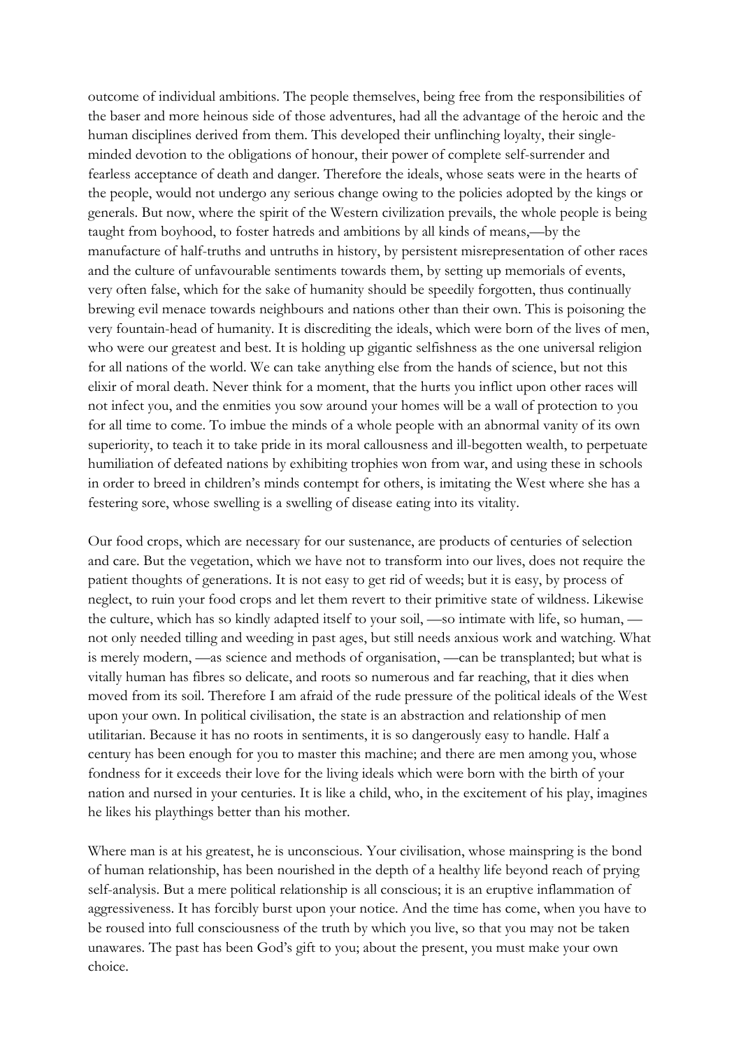outcome of individual ambitions. The people themselves, being free from the responsibilities of the baser and more heinous side of those adventures, had all the advantage of the heroic and the human disciplines derived from them. This developed their unflinching loyalty, their single-minded devotion to the obligations of honour, their power of complete self-surrender and fearless acceptance of death and danger. Therefore the ideals, whose seats were in the hearts of the people, would not undergo any serious change owing to the policies adopted by the kings or generals. But now, where the spirit of the Western civilization prevails, the whole people is being taught from boyhood, to foster hatreds and ambitions by all kinds of means,—by the manufacture of half-truths and untruths in history, by persistent misrepresentation of other races and the culture of unfavourable sentiments towards them, by setting up memorials of events, very often false, which for the sake of humanity should be speedily forgotten, thus continually brewing evil menace towards neighbours and nations other than their own. This is poisoning the very fountain-head of humanity. It is discrediting the ideals, which were born of the lives of men, who were our greatest and best. It is holding up gigantic selfishness as the one universal religion for all nations of the world. We can take anything else from the hands of science, but not this elixir of moral death. Never think for a moment, that the hurts you inflict upon other races will not infect you, and the enmities you sow around your homes will be a wall of protection to you for all time to come. To imbue the minds of a whole people with an abnormal vanity of its own superiority, to teach it to take pride in its moral callousness and ill-begotten wealth, to perpetuate humiliation of defeated nations by exhibiting trophies won from war, and using these in schools in order to breed in children's minds contempt for others, is imitating the West where she has a festering sore, whose swelling is a swelling of disease eating into its vitality.

Our food crops, which are necessary for our sustenance, are products of centuries of selection and care. But the vegetation, which we have not to transform into our lives, does not require the patient thoughts of generations. It is not easy to get rid of weeds; but it is easy, by process of neglect, to ruin your food crops and let them revert to their primitive state of wildness. Likewise the culture, which has so kindly adapted itself to your soil, —so intimate with life, so human, — not only needed tilling and weeding in past ages, but still needs anxious work and watching. What is merely modern, —as science and methods of organisation, —can be transplanted; but what is vitally human has fibres so delicate, and roots so numerous and far reaching, that it dies when moved from its soil. Therefore I am afraid of the rude pressure of the political ideals of the West upon your own. In political civilisation, the state is an abstraction and relationship of men utilitarian. Because it has no roots in sentiments, it is so dangerously easy to handle. Half a century has been enough for you to master this machine; and there are men among you, whose fondness for it exceeds their love for the living ideals which were born with the birth of your nation and nursed in your centuries. It is like a child, who, in the excitement of his play, imagines he likes his playthings better than his mother.

Where man is at his greatest, he is unconscious. Your civilisation, whose mainspring is the bond of human relationship, has been nourished in the depth of a healthy life beyond reach of prying self-analysis. But a mere political relationship is all conscious; it is an eruptive inflammation of aggressiveness. It has forcibly burst upon your notice. And the time has come, when you have to be roused into full consciousness of the truth by which you live, so that you may not be taken unawares. The past has been God's gift to you; about the present, you must make your own choice.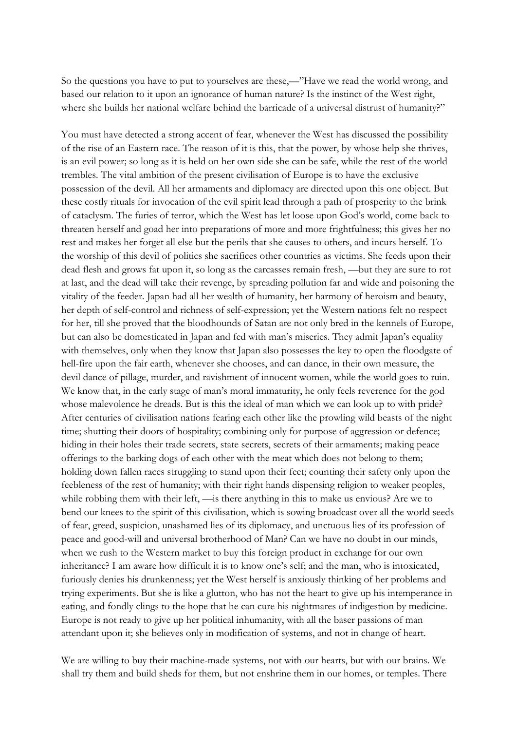So the questions you have to put to yourselves are these,—"Have we read the world wrong, and based our relation to it upon an ignorance of human nature? Is the instinct of the West right, where she builds her national welfare behind the barricade of a universal distrust of humanity?"

You must have detected a strong accent of fear, whenever the West has discussed the possibility of the rise of an Eastern race. The reason of it is this, that the power, by whose help she thrives, is an evil power; so long as it is held on her own side she can be safe, while the rest of the world trembles. The vital ambition of the present civilisation of Europe is to have the exclusive possession of the devil. All her armaments and diplomacy are directed upon this one object. But these costly rituals for invocation of the evil spirit lead through a path of prosperity to the brink of cataclysm. The furies of terror, which the West has let loose upon God's world, come back to threaten herself and goad her into preparations of more and more frightfulness; this gives her no rest and makes her forget all else but the perils that she causes to others, and incurs herself. To the worship of this devil of politics she sacrifices other countries as victims. She feeds upon their dead flesh and grows fat upon it, so long as the carcasses remain fresh, —but they are sure to rot at last, and the dead will take their revenge, by spreading pollution far and wide and poisoning the vitality of the feeder. Japan had all her wealth of humanity, her harmony of heroism and beauty, her depth of self-control and richness of self-expression; yet the Western nations felt no respect for her, till she proved that the bloodhounds of Satan are not only bred in the kennels of Europe, but can also be domesticated in Japan and fed with man's miseries. They admit Japan's equality with themselves, only when they know that Japan also possesses the key to open the floodgate of hell-fire upon the fair earth, whenever she chooses, and can dance, in their own measure, the devil dance of pillage, murder, and ravishment of innocent women, while the world goes to ruin. We know that, in the early stage of man's moral immaturity, he only feels reverence for the god whose malevolence he dreads. But is this the ideal of man which we can look up to with pride? After centuries of civilisation nations fearing each other like the prowling wild beasts of the night time; shutting their doors of hospitality; combining only for purpose of aggression or defence; hiding in their holes their trade secrets, state secrets, secrets of their armaments; making peace offerings to the barking dogs of each other with the meat which does not belong to them; holding down fallen races struggling to stand upon their feet; counting their safety only upon the feebleness of the rest of humanity; with their right hands dispensing religion to weaker peoples, while robbing them with their left, —is there anything in this to make us envious? Are we to bend our knees to the spirit of this civilisation, which is sowing broadcast over all the world seeds of fear, greed, suspicion, unashamed lies of its diplomacy, and unctuous lies of its profession of peace and good-will and universal brotherhood of Man? Can we have no doubt in our minds, when we rush to the Western market to buy this foreign product in exchange for our own inheritance? I am aware how difficult it is to know one's self; and the man, who is intoxicated, furiously denies his drunkenness; yet the West herself is anxiously thinking of her problems and trying experiments. But she is like a glutton, who has not the heart to give up his intemperance in eating, and fondly clings to the hope that he can cure his nightmares of indigestion by medicine. Europe is not ready to give up her political inhumanity, with all the baser passions of man attendant upon it; she believes only in modification of systems, and not in change of heart.

We are willing to buy their machine-made systems, not with our hearts, but with our brains. We shall try them and build sheds for them, but not enshrine them in our homes, or temples. There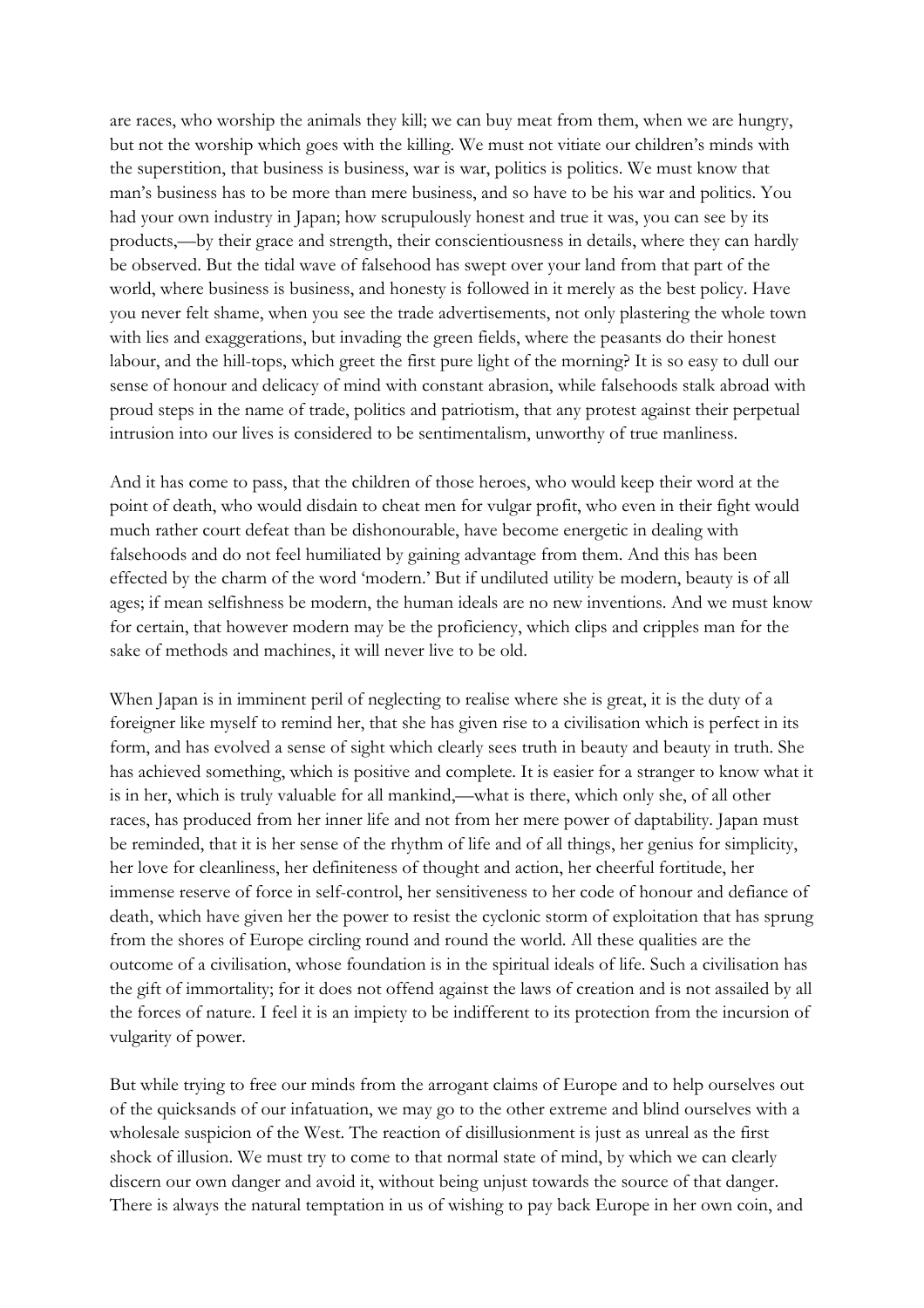are races, who worship the animals they kill; we can buy meat from them, when we are hungry, but not the worship which goes with the killing. We must not vitiate our children's minds with the superstition, that business is business, war is war, politics is politics. We must know that man's business has to be more than mere business, and so have to be his war and politics. You had your own industry in Japan; how scrupulously honest and true it was, you can see by its products,—by their grace and strength, their conscientiousness in details, where they can hardly be observed. But the tidal wave of falsehood has swept over your land from that part of the world, where business is business, and honesty is followed in it merely as the best policy. Have you never felt shame, when you see the trade advertisements, not only plastering the whole town with lies and exaggerations, but invading the green fields, where the peasants do their honest labour, and the hill-tops, which greet the first pure light of the morning? It is so easy to dull our sense of honour and delicacy of mind with constant abrasion, while falsehoods stalk abroad with proud steps in the name of trade, politics and patriotism, that any protest against their perpetual intrusion into our lives is considered to be sentimentalism, unworthy of true manliness.

And it has come to pass, that the children of those heroes, who would keep their word at the point of death, who would disdain to cheat men for vulgar profit, who even in their fight would much rather court defeat than be dishonourable, have become energetic in dealing with falsehoods and do not feel humiliated by gaining advantage from them. And this has been effected by the charm of the word 'modern.' But if undiluted utility be modern, beauty is of all ages; if mean selfishness be modern, the human ideals are no new inventions. And we must know for certain, that however modern may be the proficiency, which clips and cripples man for the sake of methods and machines, it will never live to be old.

When Japan is in imminent peril of neglecting to realise where she is great, it is the duty of a foreigner like myself to remind her, that she has given rise to a civilisation which is perfect in its form, and has evolved a sense of sight which clearly sees truth in beauty and beauty in truth. She has achieved something, which is positive and complete. It is easier for a stranger to know what it is in her, which is truly valuable for all mankind,—what is there, which only she, of all other races, has produced from her inner life and not from her mere power of daptability. Japan must be reminded, that it is her sense of the rhythm of life and of all things, her genius for simplicity, her love for cleanliness, her definiteness of thought and action, her cheerful fortitude, her immense reserve of force in self-control, her sensitiveness to her code of honour and defiance of death, which have given her the power to resist the cyclonic storm of exploitation that has sprung from the shores of Europe circling round and round the world. All these qualities are the outcome of a civilisation, whose foundation is in the spiritual ideals of life. Such a civilisation has the gift of immortality; for it does not offend against the laws of creation and is not assailed by all the forces of nature. I feel it is an impiety to be indifferent to its protection from the incursion of vulgarity of power.

But while trying to free our minds from the arrogant claims of Europe and to help ourselves out of the quicksands of our infatuation, we may go to the other extreme and blind ourselves with a wholesale suspicion of the West. The reaction of disillusionment is just as unreal as the first shock of illusion. We must try to come to that normal state of mind, by which we can clearly discern our own danger and avoid it, without being unjust towards the source of that danger. There is always the natural temptation in us of wishing to pay back Europe in her own coin, and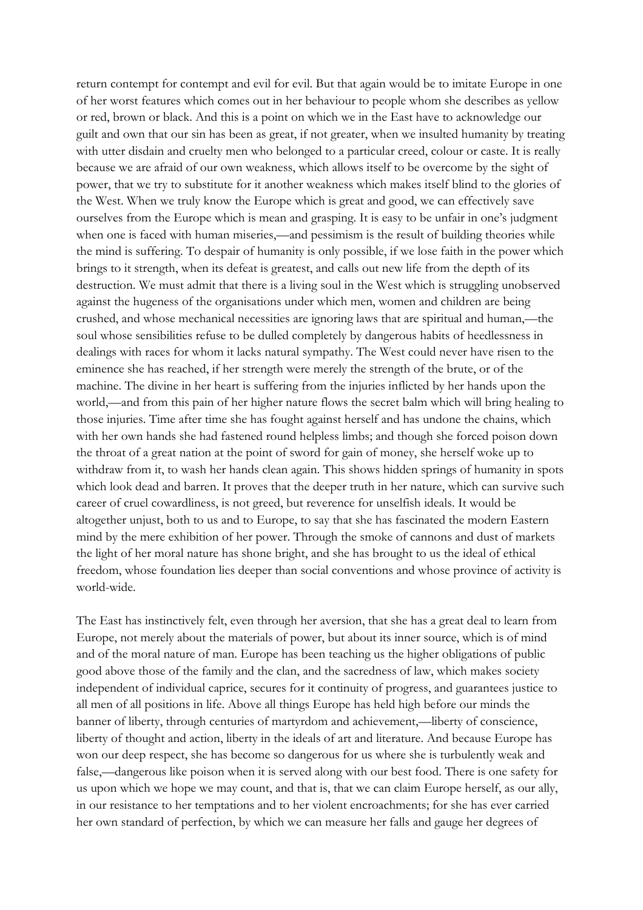return contempt for contempt and evil for evil. But that again would be to imitate Europe in one of her worst features which comes out in her behaviour to people whom she describes as yellow or red, brown or black. And this is a point on which we in the East have to acknowledge our guilt and own that our sin has been as great, if not greater, when we insulted humanity by treating with utter disdain and cruelty men who belonged to a particular creed, colour or caste. It is really because we are afraid of our own weakness, which allows itself to be overcome by the sight of power, that we try to substitute for it another weakness which makes itself blind to the glories of the West. When we truly know the Europe which is great and good, we can effectively save ourselves from the Europe which is mean and grasping. It is easy to be unfair in one's judgment when one is faced with human miseries,—and pessimism is the result of building theories while the mind is suffering. To despair of humanity is only possible, if we lose faith in the power which brings to it strength, when its defeat is greatest, and calls out new life from the depth of its destruction. We must admit that there is a living soul in the West which is struggling unobserved against the hugeness of the organisations under which men, women and children are being crushed, and whose mechanical necessities are ignoring laws that are spiritual and human,—the soul whose sensibilities refuse to be dulled completely by dangerous habits of heedlessness in dealings with races for whom it lacks natural sympathy. The West could never have risen to the eminence she has reached, if her strength were merely the strength of the brute, or of the machine. The divine in her heart is suffering from the injuries inflicted by her hands upon the world,—and from this pain of her higher nature flows the secret balm which will bring healing to those injuries. Time after time she has fought against herself and has undone the chains, which with her own hands she had fastened round helpless limbs; and though she forced poison down the throat of a great nation at the point of sword for gain of money, she herself woke up to withdraw from it, to wash her hands clean again. This shows hidden springs of humanity in spots which look dead and barren. It proves that the deeper truth in her nature, which can survive such career of cruel cowardliness, is not greed, but reverence for unselfish ideals. It would be altogether unjust, both to us and to Europe, to say that she has fascinated the modern Eastern mind by the mere exhibition of her power. Through the smoke of cannons and dust of markets the light of her moral nature has shone bright, and she has brought to us the ideal of ethical freedom, whose foundation lies deeper than social conventions and whose province of activity is world-wide.

The East has instinctively felt, even through her aversion, that she has a great deal to learn from Europe, not merely about the materials of power, but about its inner source, which is of mind and of the moral nature of man. Europe has been teaching us the higher obligations of public good above those of the family and the clan, and the sacredness of law, which makes society independent of individual caprice, secures for it continuity of progress, and guarantees justice to all men of all positions in life. Above all things Europe has held high before our minds the banner of liberty, through centuries of martyrdom and achievement,—liberty of conscience, liberty of thought and action, liberty in the ideals of art and literature. And because Europe has won our deep respect, she has become so dangerous for us where she is turbulently weak and false,—dangerous like poison when it is served along with our best food. There is one safety for us upon which we hope we may count, and that is, that we can claim Europe herself, as our ally, in our resistance to her temptations and to her violent encroachments; for she has ever carried her own standard of perfection, by which we can measure her falls and gauge her degrees of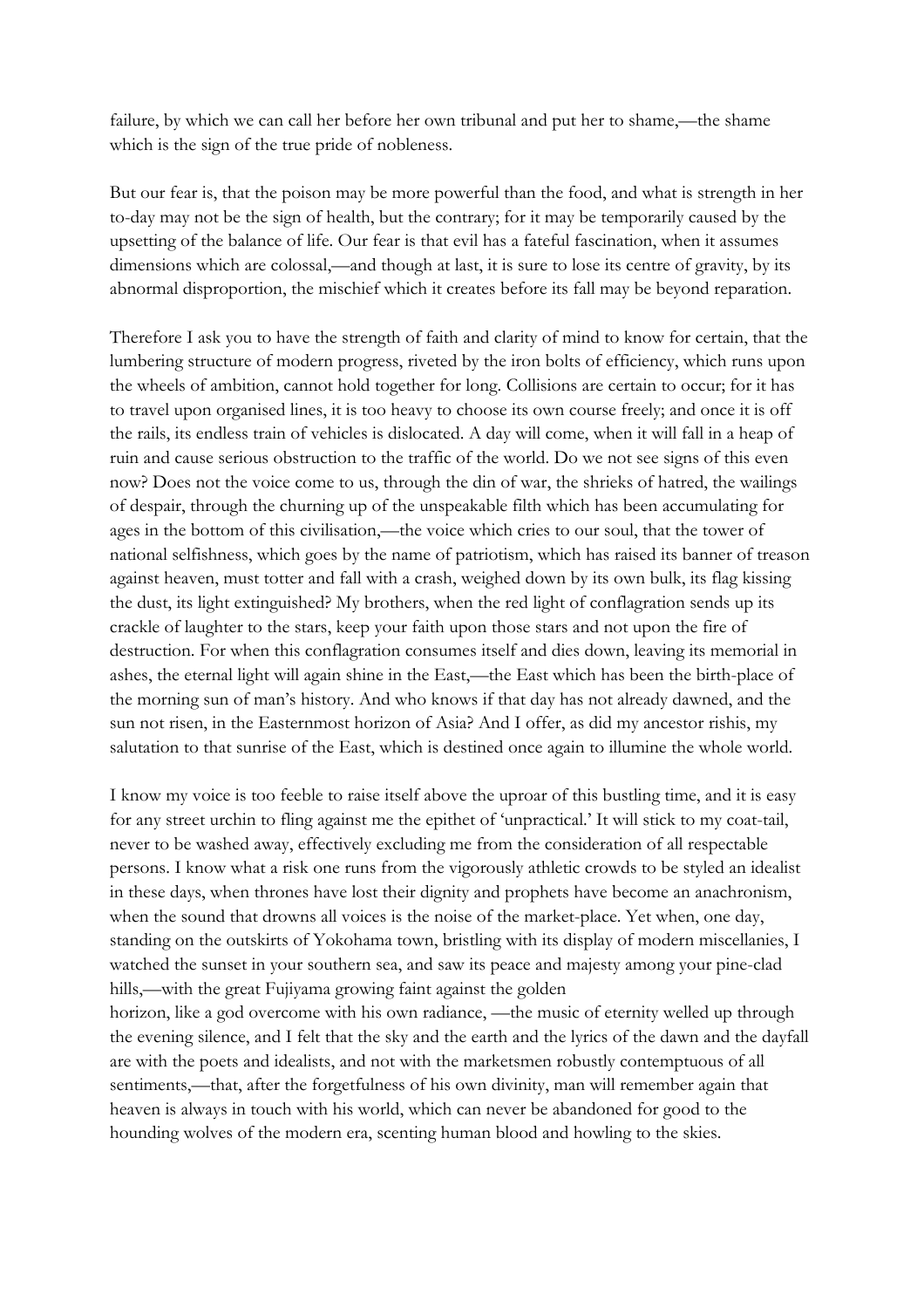failure, by which we can call her before her own tribunal and put her to shame,—the shame which is the sign of the true pride of nobleness.

But our fear is, that the poison may be more powerful than the food, and what is strength in her to-day may not be the sign of health, but the contrary; for it may be temporarily caused by the upsetting of the balance of life. Our fear is that evil has a fateful fascination, when it assumes dimensions which are colossal,—and though at last, it is sure to lose its centre of gravity, by its abnormal disproportion, the mischief which it creates before its fall may be beyond reparation.

Therefore I ask you to have the strength of faith and clarity of mind to know for certain, that the lumbering structure of modern progress, riveted by the iron bolts of efficiency, which runs upon the wheels of ambition, cannot hold together for long. Collisions are certain to occur; for it has to travel upon organised lines, it is too heavy to choose its own course freely; and once it is off the rails, its endless train of vehicles is dislocated. A day will come, when it will fall in a heap of ruin and cause serious obstruction to the traffic of the world. Do we not see signs of this even now? Does not the voice come to us, through the din of war, the shrieks of hatred, the wailings of despair, through the churning up of the unspeakable filth which has been accumulating for ages in the bottom of this civilisation,—the voice which cries to our soul, that the tower of national selfishness, which goes by the name of patriotism, which has raised its banner of treason against heaven, must totter and fall with a crash, weighed down by its own bulk, its flag kissing the dust, its light extinguished? My brothers, when the red light of conflagration sends up its crackle of laughter to the stars, keep your faith upon those stars and not upon the fire of destruction. For when this conflagration consumes itself and dies down, leaving its memorial in ashes, the eternal light will again shine in the East,—the East which has been the birth-place of the morning sun of man's history. And who knows if that day has not already dawned, and the sun not risen, in the Easternmost horizon of Asia? And I offer, as did my ancestor rishis, my salutation to that sunrise of the East, which is destined once again to illumine the whole world.

I know my voice is too feeble to raise itself above the uproar of this bustling time, and it is easy for any street urchin to fling against me the epithet of 'unpractical.' It will stick to my coat-tail, never to be washed away, effectively excluding me from the consideration of all respectable persons. I know what a risk one runs from the vigorously athletic crowds to be styled an idealist in these days, when thrones have lost their dignity and prophets have become an anachronism, when the sound that drowns all voices is the noise of the market-place. Yet when, one day, standing on the outskirts of Yokohama town, bristling with its display of modern miscellanies, I watched the sunset in your southern sea, and saw its peace and majesty among your pine-clad hills,—with the great Fujiyama growing faint against the golden horizon, like a god overcome with his own radiance, —the music of eternity welled up through the evening silence, and I felt that the sky and the earth and the lyrics of the dawn and the dayfall are with the poets and idealists, and not with the marketsmen robustly contemptuous of all sentiments,—that, after the forgetfulness of his own divinity, man will remember again that heaven is always in touch with his world, which can never be abandoned for good to the hounding wolves of the modern era, scenting human blood and howling to the skies.